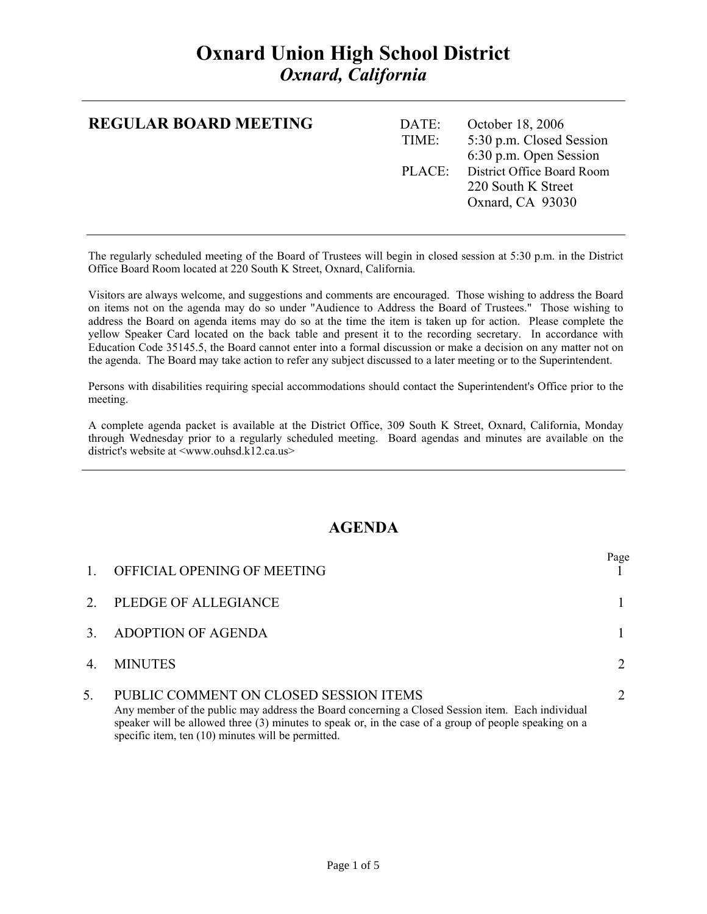# Oxnard Union High School District

***Oxnard, California***

---

**REGULAR BOARD MEETING**

| | |
|---|---|
| DATE: | October 18, 2006 |
| TIME: | 5:30 p.m. Closed Session |
| | 6:30 p.m. Open Session |
| PLACE: | District Office Board Room |
| | 220 South K Street |
| | Oxnard, CA 93030 |

---

The regularly scheduled meeting of the Board of Trustees will begin in closed session at 5:30 p.m. in the District Office Board Room located at 220 South K Street, Oxnard, California.

Visitors are always welcome, and suggestions and comments are encouraged. Those wishing to address the Board on items not on the agenda may do so under "Audience to Address the Board of Trustees." Those wishing to address the Board on agenda items may do so at the time the item is taken up for action. Please complete the yellow Speaker Card located on the back table and present it to the recording secretary. In accordance with Education Code 35145.5, the Board cannot enter into a formal discussion or make a decision on any matter not on the agenda. The Board may take action to refer any subject discussed to a later meeting or to the Superintendent.

Persons with disabilities requiring special accommodations should contact the Superintendent's Office prior to the meeting.

A complete agenda packet is available at the District Office, 309 South K Street, Oxnard, California, Monday through Wednesday prior to a regularly scheduled meeting. Board agendas and minutes are available on the district's website at <www.ouhsd.k12.ca.us>

---

## AGENDA

| | | Page |
|---|---|---|
| 1. | OFFICIAL OPENING OF MEETING | 1 |
| 2. | PLEDGE OF ALLEGIANCE | 1 |
| 3. | ADOPTION OF AGENDA | 1 |
| 4. | MINUTES | 2 |
| 5. | PUBLIC COMMENT ON CLOSED SESSION ITEMS<br>Any member of the public may address the Board concerning a Closed Session item. Each individual speaker will be allowed three (3) minutes to speak or, in the case of a group of people speaking on a specific item, ten (10) minutes will be permitted. | 2 |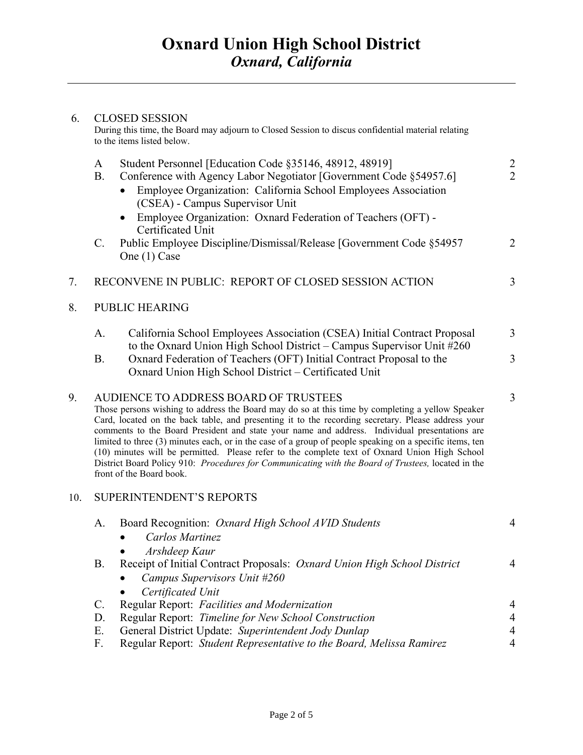# Oxnard Union High School District
## *Oxnard, California*

6. CLOSED SESSION
During this time, the Board may adjourn to Closed Session to discus confidential material relating to the items listed below.

   A Student Personnel [Education Code §35146, 48912, 48919] 2

   B. Conference with Agency Labor Negotiator [Government Code §54957.6] 2

   - Employee Organization: California School Employees Association (CSEA) - Campus Supervisor Unit
   - Employee Organization: Oxnard Federation of Teachers (OFT) - Certificated Unit

   C. Public Employee Discipline/Dismissal/Release [Government Code §54957 One (1) Case 2

7. RECONVENE IN PUBLIC: REPORT OF CLOSED SESSION ACTION 3

8. PUBLIC HEARING

   A. California School Employees Association (CSEA) Initial Contract Proposal to the Oxnard Union High School District – Campus Supervisor Unit #260 3

   B. Oxnard Federation of Teachers (OFT) Initial Contract Proposal to the Oxnard Union High School District – Certificated Unit 3

9. AUDIENCE TO ADDRESS BOARD OF TRUSTEES 3
Those persons wishing to address the Board may do so at this time by completing a yellow Speaker Card, located on the back table, and presenting it to the recording secretary. Please address your comments to the Board President and state your name and address. Individual presentations are limited to three (3) minutes each, or in the case of a group of people speaking on a specific items, ten (10) minutes will be permitted. Please refer to the complete text of Oxnard Union High School District Board Policy 910: *Procedures for Communicating with the Board of Trustees,* located in the front of the Board book.

10. SUPERINTENDENT'S REPORTS

   A. Board Recognition: *Oxnard High School AVID Students* 4

   - *Carlos Martinez*
   - *Arshdeep Kaur*

   B. Receipt of Initial Contract Proposals: *Oxnard Union High School District* 4

   - *Campus Supervisors Unit #260*
   - *Certificated Unit*

   C. Regular Report: *Facilities and Modernization* 4

   D. Regular Report: *Timeline for New School Construction* 4

   E. General District Update: *Superintendent Jody Dunlap* 4

   F. Regular Report: *Student Representative to the Board, Melissa Ramirez* 4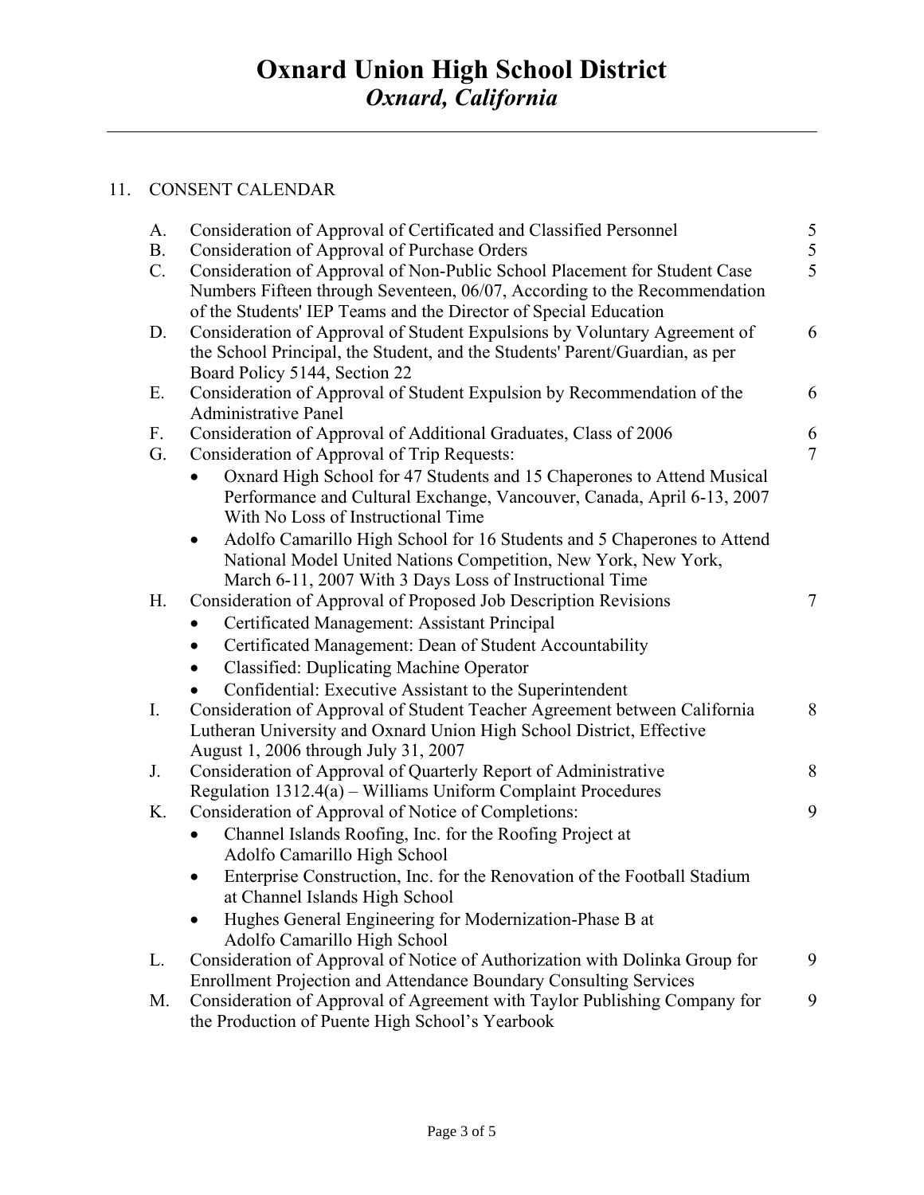# Oxnard Union High School District
## *Oxnard, California*

---

11. CONSENT CALENDAR

| | | |
|---|---|---|
| A. | Consideration of Approval of Certificated and Classified Personnel | 5 |
| B. | Consideration of Approval of Purchase Orders | 5 |
| C. | Consideration of Approval of Non-Public School Placement for Student Case Numbers Fifteen through Seventeen, 06/07, According to the Recommendation of the Students' IEP Teams and the Director of Special Education | 5 |
| D. | Consideration of Approval of Student Expulsions by Voluntary Agreement of the School Principal, the Student, and the Students' Parent/Guardian, as per Board Policy 5144, Section 22 | 6 |
| E. | Consideration of Approval of Student Expulsion by Recommendation of the Administrative Panel | 6 |
| F. | Consideration of Approval of Additional Graduates, Class of 2006 | 6 |
| G. | Consideration of Approval of Trip Requests:<br>• Oxnard High School for 47 Students and 15 Chaperones to Attend Musical Performance and Cultural Exchange, Vancouver, Canada, April 6-13, 2007 With No Loss of Instructional Time<br>• Adolfo Camarillo High School for 16 Students and 5 Chaperones to Attend National Model United Nations Competition, New York, New York, March 6-11, 2007 With 3 Days Loss of Instructional Time | 7 |
| H. | Consideration of Approval of Proposed Job Description Revisions<br>• Certificated Management: Assistant Principal<br>• Certificated Management: Dean of Student Accountability<br>• Classified: Duplicating Machine Operator<br>• Confidential: Executive Assistant to the Superintendent | 7 |
| I. | Consideration of Approval of Student Teacher Agreement between California Lutheran University and Oxnard Union High School District, Effective August 1, 2006 through July 31, 2007 | 8 |
| J. | Consideration of Approval of Quarterly Report of Administrative Regulation 1312.4(a) – Williams Uniform Complaint Procedures | 8 |
| K. | Consideration of Approval of Notice of Completions:<br>• Channel Islands Roofing, Inc. for the Roofing Project at Adolfo Camarillo High School<br>• Enterprise Construction, Inc. for the Renovation of the Football Stadium at Channel Islands High School<br>• Hughes General Engineering for Modernization-Phase B at Adolfo Camarillo High School | 9 |
| L. | Consideration of Approval of Notice of Authorization with Dolinka Group for Enrollment Projection and Attendance Boundary Consulting Services | 9 |
| M. | Consideration of Approval of Agreement with Taylor Publishing Company for the Production of Puente High School's Yearbook | 9 |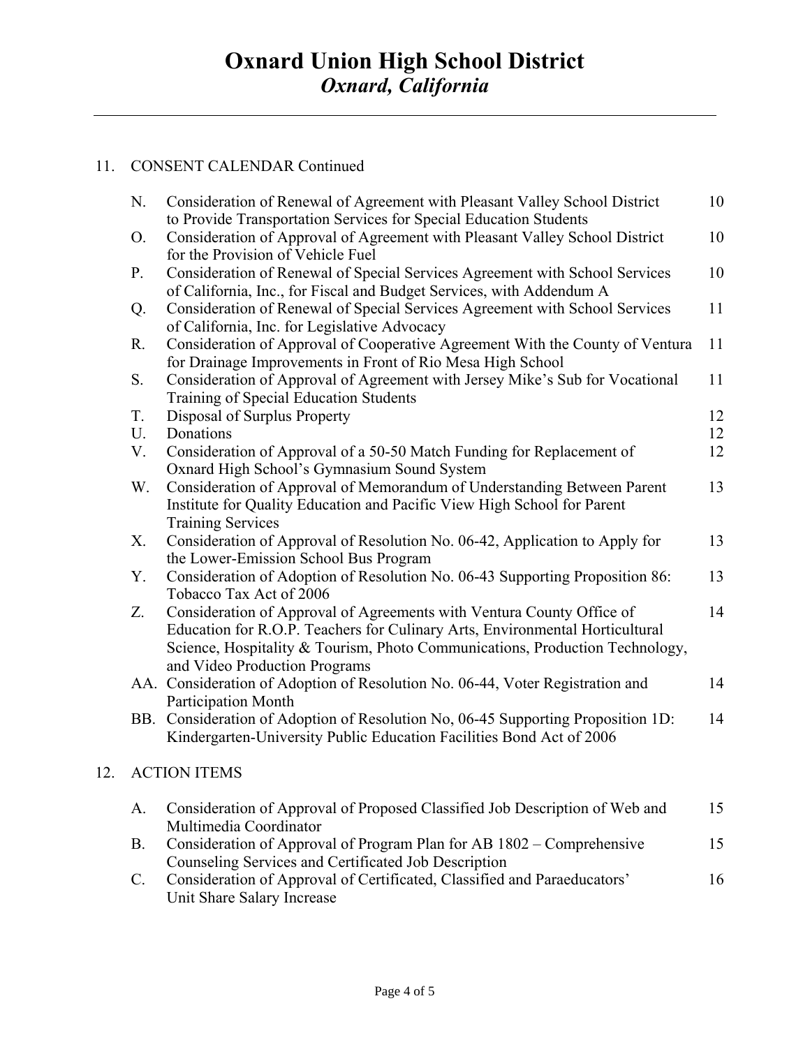# Oxnard Union High School District

## *Oxnard, California*

11. CONSENT CALENDAR Continued

| | | |
|---|---|---|
| N. | Consideration of Renewal of Agreement with Pleasant Valley School District to Provide Transportation Services for Special Education Students | 10 |
| O. | Consideration of Approval of Agreement with Pleasant Valley School District for the Provision of Vehicle Fuel | 10 |
| P. | Consideration of Renewal of Special Services Agreement with School Services of California, Inc., for Fiscal and Budget Services, with Addendum A | 10 |
| Q. | Consideration of Renewal of Special Services Agreement with School Services of California, Inc. for Legislative Advocacy | 11 |
| R. | Consideration of Approval of Cooperative Agreement With the County of Ventura for Drainage Improvements in Front of Rio Mesa High School | 11 |
| S. | Consideration of Approval of Agreement with Jersey Mike's Sub for Vocational Training of Special Education Students | 11 |
| T. | Disposal of Surplus Property | 12 |
| U. | Donations | 12 |
| V. | Consideration of Approval of a 50-50 Match Funding for Replacement of Oxnard High School's Gymnasium Sound System | 12 |
| W. | Consideration of Approval of Memorandum of Understanding Between Parent Institute for Quality Education and Pacific View High School for Parent Training Services | 13 |
| X. | Consideration of Approval of Resolution No. 06-42, Application to Apply for the Lower-Emission School Bus Program | 13 |
| Y. | Consideration of Adoption of Resolution No. 06-43 Supporting Proposition 86: Tobacco Tax Act of 2006 | 13 |
| Z. | Consideration of Approval of Agreements with Ventura County Office of Education for R.O.P. Teachers for Culinary Arts, Environmental Horticultural Science, Hospitality & Tourism, Photo Communications, Production Technology, and Video Production Programs | 14 |
| AA. | Consideration of Adoption of Resolution No. 06-44, Voter Registration and Participation Month | 14 |
| BB. | Consideration of Adoption of Resolution No, 06-45 Supporting Proposition 1D: Kindergarten-University Public Education Facilities Bond Act of 2006 | 14 |

12. ACTION ITEMS

| | | |
|---|---|---|
| A. | Consideration of Approval of Proposed Classified Job Description of Web and Multimedia Coordinator | 15 |
| B. | Consideration of Approval of Program Plan for AB 1802 – Comprehensive Counseling Services and Certificated Job Description | 15 |
| C. | Consideration of Approval of Certificated, Classified and Paraeducators' Unit Share Salary Increase | 16 |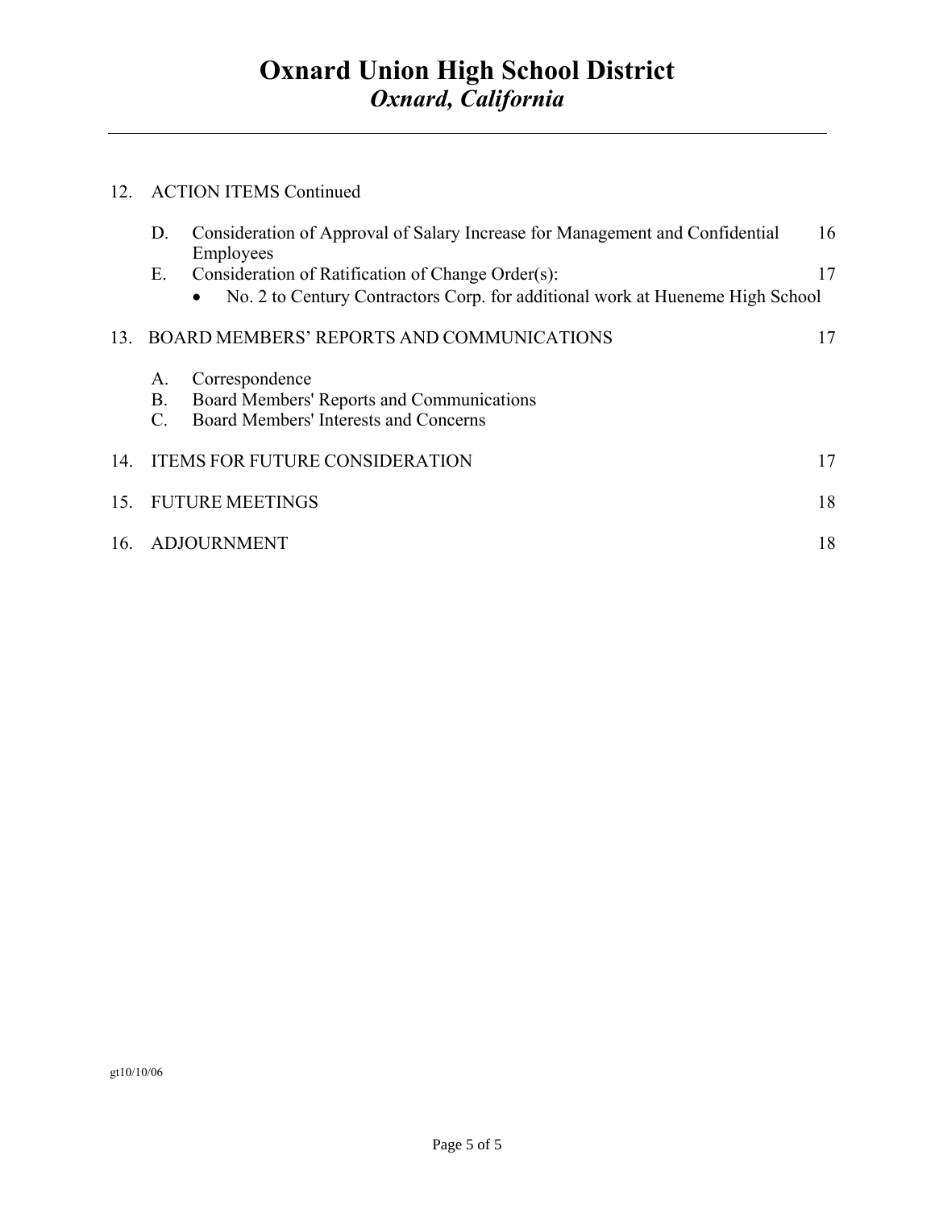12. ACTION ITEMS Continued

    D. Consideration of Approval of Salary Increase for Management and Confidential Employees 16

    E. Consideration of Ratification of Change Order(s): 17
       - No. 2 to Century Contractors Corp. for additional work at Hueneme High School

13. BOARD MEMBERS' REPORTS AND COMMUNICATIONS 17

    A. Correspondence
    B. Board Members' Reports and Communications
    C. Board Members' Interests and Concerns

14. ITEMS FOR FUTURE CONSIDERATION 17

15. FUTURE MEETINGS 18

16. ADJOURNMENT 18

gt10/10/06